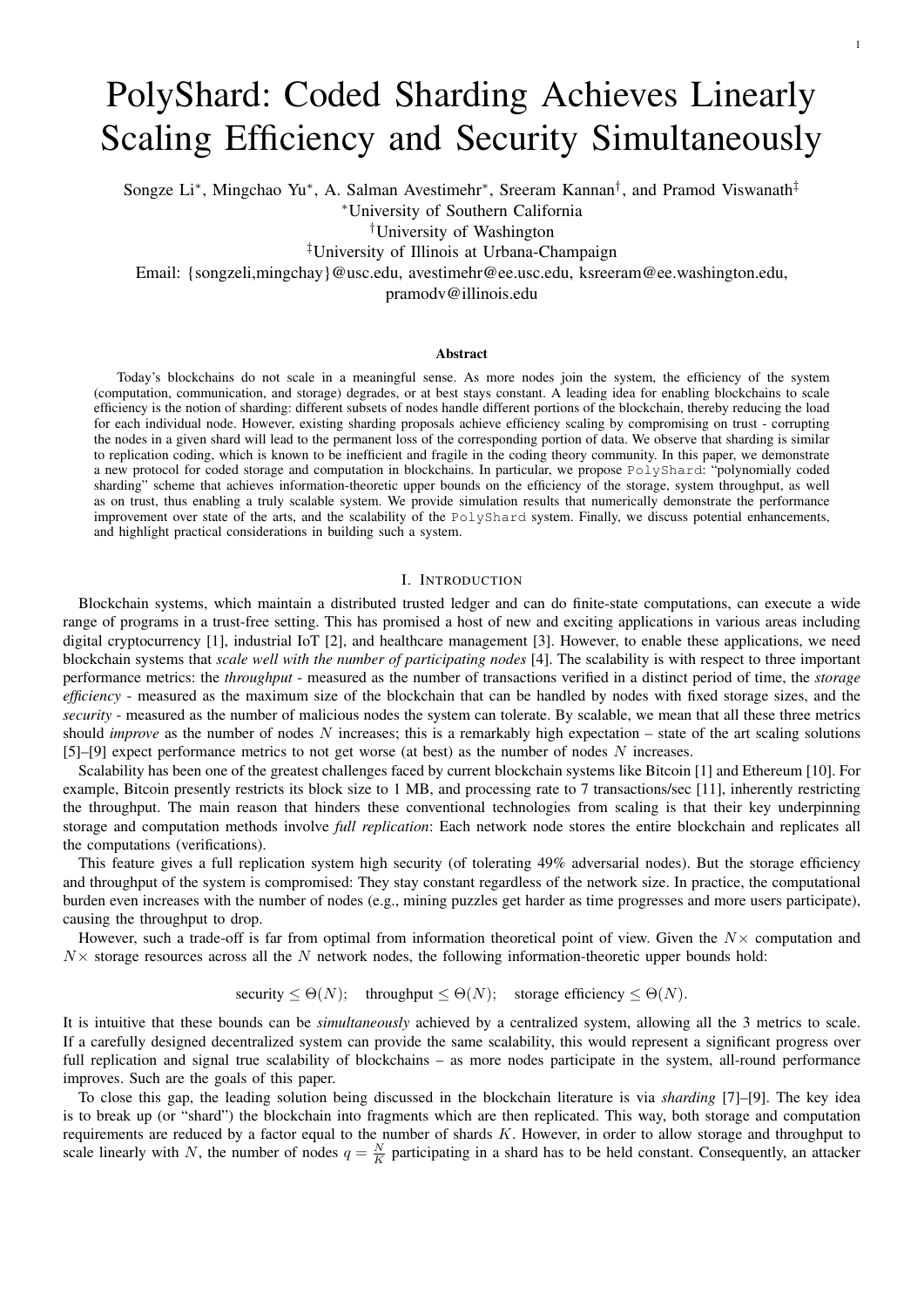# PolyShard: Coded Sharding Achieves Linearly Scaling Efficiency and Security Simultaneously

Songze Li*, Mingchao Yu*, A. Salman Avestimehr*, Sreeram Kannan†, and Pramod Viswanath‡

*University of Southern California

†University of Washington

‡University of Illinois at Urbana-Champaign

Email: {songzeli,mingchay}@usc.edu, avestimehr@ee.usc.edu, ksreeram@ee.washington.edu, pramodv@illinois.edu

### Abstract

Today's blockchains do not scale in a meaningful sense. As more nodes join the system, the efficiency of the system (computation, communication, and storage) degrades, or at best stays constant. A leading idea for enabling blockchains to scale efficiency is the notion of sharding: different subsets of nodes handle different portions of the blockchain, thereby reducing the load for each individual node. However, existing sharding proposals achieve efficiency scaling by compromising on trust - corrupting the nodes in a given shard will lead to the permanent loss of the corresponding portion of data. We observe that sharding is similar to replication coding, which is known to be inefficient and fragile in the coding theory community. In this paper, we demonstrate a new protocol for coded storage and computation in blockchains. In particular, we propose `PolyShard`: "polynomially coded sharding" scheme that achieves information-theoretic upper bounds on the efficiency of the storage, system throughput, as well as on trust, thus enabling a truly scalable system. We provide simulation results that numerically demonstrate the performance improvement over state of the arts, and the scalability of the `PolyShard` system. Finally, we discuss potential enhancements, and highlight practical considerations in building such a system.

## I. Introduction

Blockchain systems, which maintain a distributed trusted ledger and can do finite-state computations, can execute a wide range of programs in a trust-free setting. This has promised a host of new and exciting applications in various areas including digital cryptocurrency [1], industrial IoT [2], and healthcare management [3]. However, to enable these applications, we need blockchain systems that *scale well with the number of participating nodes* [4]. The scalability is with respect to three important performance metrics: the *throughput* - measured as the number of transactions verified in a distinct period of time, the *storage efficiency* - measured as the maximum size of the blockchain that can be handled by nodes with fixed storage sizes, and the *security* - measured as the number of malicious nodes the system can tolerate. By scalable, we mean that all these three metrics should *improve* as the number of nodes $N$ increases; this is a remarkably high expectation – state of the art scaling solutions [5]–[9] expect performance metrics to not get worse (at best) as the number of nodes $N$ increases.

Scalability has been one of the greatest challenges faced by current blockchain systems like Bitcoin [1] and Ethereum [10]. For example, Bitcoin presently restricts its block size to 1 MB, and processing rate to 7 transactions/sec [11], inherently restricting the throughput. The main reason that hinders these conventional technologies from scaling is that their key underpinning storage and computation methods involve *full replication*: Each network node stores the entire blockchain and replicates all the computations (verifications).

This feature gives a full replication system high security (of tolerating 49% adversarial nodes). But the storage efficiency and throughput of the system is compromised: They stay constant regardless of the network size. In practice, the computational burden even increases with the number of nodes (e.g., mining puzzles get harder as time progresses and more users participate), causing the throughput to drop.

However, such a trade-off is far from optimal from information theoretical point of view. Given the $N\times$ computation and $N\times$ storage resources across all the $N$ network nodes, the following information-theoretic upper bounds hold:

$$\text{security} \leq \Theta(N); \quad \text{throughput} \leq \Theta(N); \quad \text{storage efficiency} \leq \Theta(N).$$

It is intuitive that these bounds can be *simultaneously* achieved by a centralized system, allowing all the 3 metrics to scale. If a carefully designed decentralized system can provide the same scalability, this would represent a significant progress over full replication and signal true scalability of blockchains – as more nodes participate in the system, all-round performance improves. Such are the goals of this paper.

To close this gap, the leading solution being discussed in the blockchain literature is via *sharding* [7]–[9]. The key idea is to break up (or "shard") the blockchain into fragments which are then replicated. This way, both storage and computation requirements are reduced by a factor equal to the number of shards $K$. However, in order to allow storage and throughput to scale linearly with $N$, the number of nodes $q = \frac{N}{K}$ participating in a shard has to be held constant. Consequently, an attacker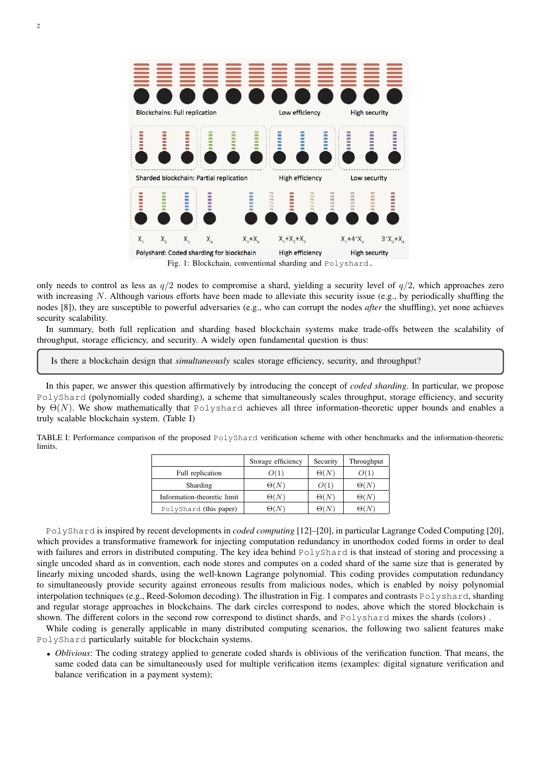Blockchains: Full replication

Low efficiency

High security

Sharded blockchain: Partial replication

High efficiency

Low security

$X_1$ $X_2$ $X_3$ $X_4$ $X_1$+$X_4$ $X_1$+$X_2$+$X_3$ $X_1$+4*$X_4$ 3*$X_3$+$X_4$

Polyshard: Coded sharding for blockchain

High efficiency

High security

Fig. 1: Blockchain, conventional sharding and `Polyshard`.

only needs to control as less as $q/2$ nodes to compromise a shard, yielding a security level of $q/2$, which approaches zero with increasing $N$. Although various efforts have been made to alleviate this security issue (e.g., by periodically shuffling the nodes [8]), they are susceptible to powerful adversaries (e.g., who can corrupt the nodes *after* the shuffling), yet none achieves security scalability.

In summary, both full replication and sharding based blockchain systems make trade-offs between the scalability of throughput, storage efficiency, and security. A widely open fundamental question is thus:

> Is there a blockchain design that *simultaneously* scales storage efficiency, security, and throughput?

In this paper, we answer this question affirmatively by introducing the concept of *coded sharding*. In particular, we propose `PolyShard` (polynomially coded sharding), a scheme that simultaneously scales throughput, storage efficiency, and security by $\Theta(N)$. We show mathematically that `Polyshard` achieves all three information-theoretic upper bounds and enables a truly scalable blockchain system. (Table I)

TABLE I: Performance comparison of the proposed `PolyShard` verification scheme with other benchmarks and the information-theoretic limits.

| | Storage efficiency | Security | Throughput |
|---|---|---|---|
| Full replication | $O(1)$ | $\Theta(N)$ | $O(1)$ |
| Sharding | $\Theta(N)$ | $O(1)$ | $\Theta(N)$ |
| Information-theoretic limit | $\Theta(N)$ | $\Theta(N)$ | $\Theta(N)$ |
| `PolyShard` (this paper) | $\Theta(N)$ | $\Theta(N)$ | $\Theta(N)$ |

`PolyShard` is inspired by recent developments in *coded computing* [12]–[20], in particular Lagrange Coded Computing [20], which provides a transformative framework for injecting computation redundancy in unorthodox coded forms in order to deal with failures and errors in distributed computing. The key idea behind `PolyShard` is that instead of storing and processing a single uncoded shard as in convention, each node stores and computes on a coded shard of the same size that is generated by linearly mixing uncoded shards, using the well-known Lagrange polynomial. This coding provides computation redundancy to simultaneously provide security against erroneous results from malicious nodes, which is enabled by noisy polynomial interpolation techniques (e.g., Reed-Solomon decoding). The illustration in Fig. 1 compares and contrasts `Polyshard`, sharding and regular storage approaches in blockchains. The dark circles correspond to nodes, above which the stored blockchain is shown. The different colors in the second row correspond to distinct shards, and `Polyshard` mixes the shards (colors) .

While coding is generally applicable in many distributed computing scenarios, the following two salient features make `PolyShard` particularly suitable for blockchain systems.

- *Oblivious*: The coding strategy applied to generate coded shards is oblivious of the verification function. That means, the same coded data can be simultaneously used for multiple verification items (examples: digital signature verification and balance verification in a payment system);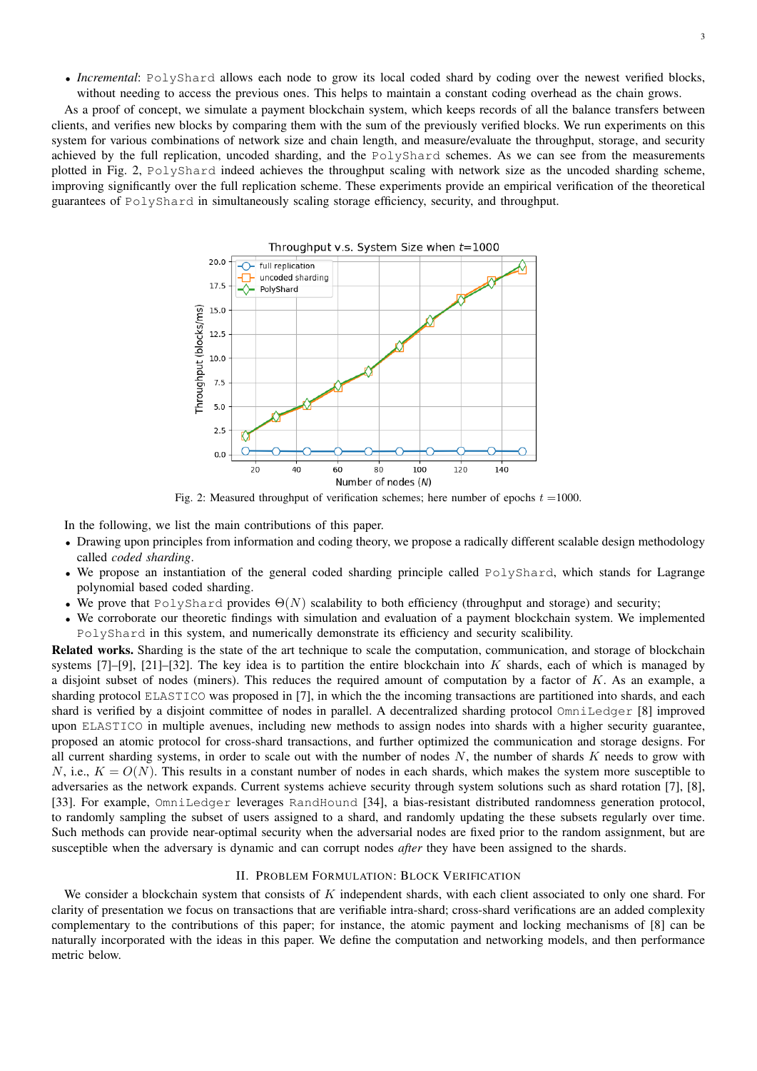- *Incremental*: PolyShard allows each node to grow its local coded shard by coding over the newest verified blocks, without needing to access the previous ones. This helps to maintain a constant coding overhead as the chain grows.

As a proof of concept, we simulate a payment blockchain system, which keeps records of all the balance transfers between clients, and verifies new blocks by comparing them with the sum of the previously verified blocks. We run experiments on this system for various combinations of network size and chain length, and measure/evaluate the throughput, storage, and security achieved by the full replication, uncoded sharding, and the PolyShard schemes. As we can see from the measurements plotted in Fig. 2, PolyShard indeed achieves the throughput scaling with network size as the uncoded sharding scheme, improving significantly over the full replication scheme. These experiments provide an empirical verification of the theoretical guarantees of PolyShard in simultaneously scaling storage efficiency, security, and throughput.

Throughput v.s. System Size when $t$=1000

full replication
uncoded sharding
PolyShard

Throughput (blocks/ms)
0.0
2.5
5.0
7.5
10.0
12.5
15.0
17.5
20.0

Number of nodes ($N$)
20
40
60
80
100
120
140

Fig. 2: Measured throughput of verification schemes; here number of epochs $t$ =1000.

In the following, we list the main contributions of this paper.

- Drawing upon principles from information and coding theory, we propose a radically different scalable design methodology called *coded sharding*.
- We propose an instantiation of the general coded sharding principle called PolyShard, which stands for Lagrange polynomial based coded sharding.
- We prove that PolyShard provides $\Theta(N)$ scalability to both efficiency (throughput and storage) and security;
- We corroborate our theoretic findings with simulation and evaluation of a payment blockchain system. We implemented PolyShard in this system, and numerically demonstrate its efficiency and security scalability.

**Related works.** Sharding is the state of the art technique to scale the computation, communication, and storage of blockchain systems [7]–[9], [21]–[32]. The key idea is to partition the entire blockchain into $K$ shards, each of which is managed by a disjoint subset of nodes (miners). This reduces the required amount of computation by a factor of $K$. As an example, a sharding protocol ELASTICO was proposed in [7], in which the the incoming transactions are partitioned into shards, and each shard is verified by a disjoint committee of nodes in parallel. A decentralized sharding protocol OmniLedger [8] improved upon ELASTICO in multiple avenues, including new methods to assign nodes into shards with a higher security guarantee, proposed an atomic protocol for cross-shard transactions, and further optimized the communication and storage designs. For all current sharding systems, in order to scale out with the number of nodes $N$, the number of shards $K$ needs to grow with $N$, i.e., $K = O(N)$. This results in a constant number of nodes in each shards, which makes the system more susceptible to adversaries as the network expands. Current systems achieve security through system solutions such as shard rotation [7], [8], [33]. For example, OmniLedger leverages RandHound [34], a bias-resistant distributed randomness generation protocol, to randomly sampling the subset of users assigned to a shard, and randomly updating the these subsets regularly over time. Such methods can provide near-optimal security when the adversarial nodes are fixed prior to the random assignment, but are susceptible when the adversary is dynamic and can corrupt nodes *after* they have been assigned to the shards.

## II. Problem Formulation: Block Verification

We consider a blockchain system that consists of $K$ independent shards, with each client associated to only one shard. For clarity of presentation we focus on transactions that are verifiable intra-shard; cross-shard verifications are an added complexity complementary to the contributions of this paper; for instance, the atomic payment and locking mechanisms of [8] can be naturally incorporated with the ideas in this paper. We define the computation and networking models, and then performance metric below.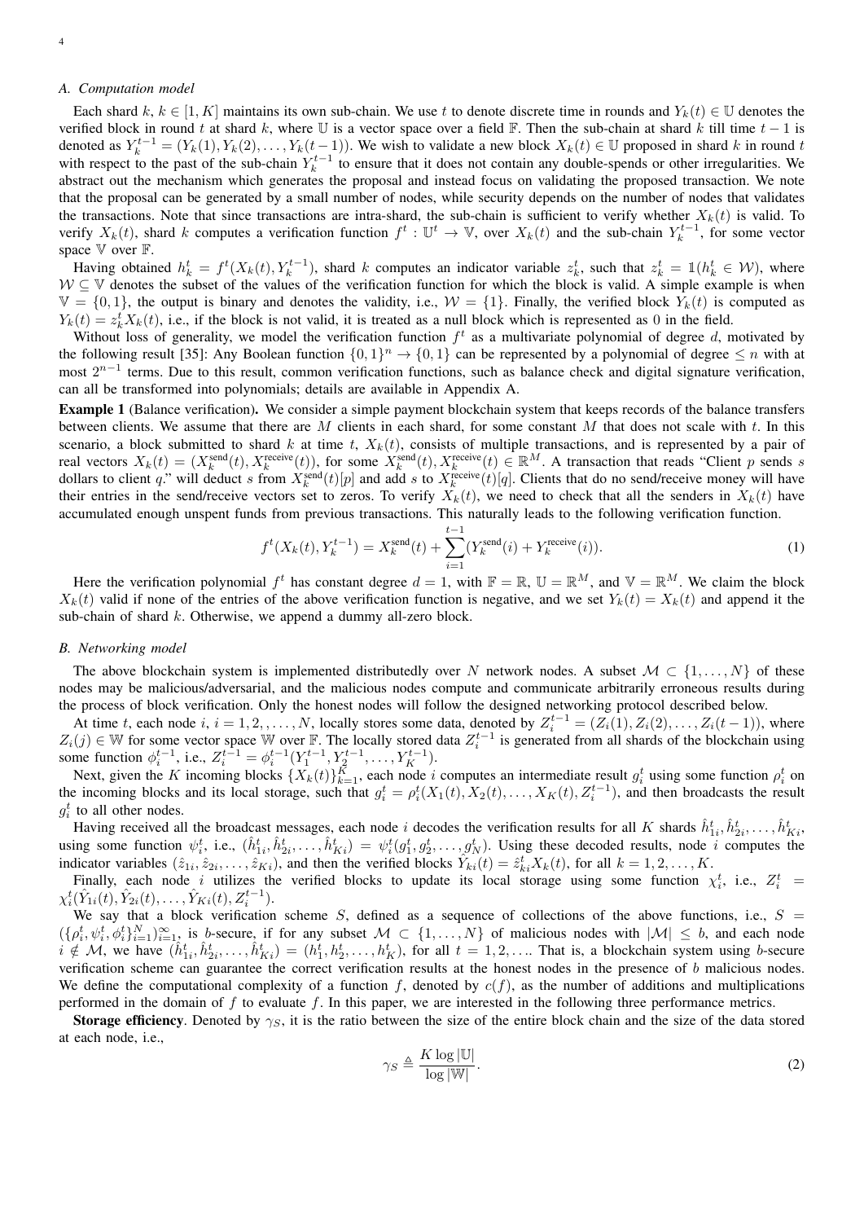### A. Computation model

Each shard $k$, $k \in [1, K]$ maintains its own sub-chain. We use $t$ to denote discrete time in rounds and $Y_k(t) \in \mathbb{U}$ denotes the verified block in round $t$ at shard $k$, where $\mathbb{U}$ is a vector space over a field $\mathbb{F}$. Then the sub-chain at shard $k$ till time $t-1$ is denoted as $Y_k^{t-1} = (Y_k(1), Y_k(2), \ldots, Y_k(t-1))$. We wish to validate a new block $X_k(t) \in \mathbb{U}$ proposed in shard $k$ in round $t$ with respect to the past of the sub-chain $Y_k^{t-1}$ to ensure that it does not contain any double-spends or other irregularities. We abstract out the mechanism which generates the proposal and instead focus on validating the proposed transaction. We note that the proposal can be generated by a small number of nodes, while security depends on the number of nodes that validates the transactions. Note that since transactions are intra-shard, the sub-chain is sufficient to verify whether $X_k(t)$ is valid. To verify $X_k(t)$, shard $k$ computes a verification function $f^t : \mathbb{U}^t \to \mathbb{V}$, over $X_k(t)$ and the sub-chain $Y_k^{t-1}$, for some vector space $\mathbb{V}$ over $\mathbb{F}$.

Having obtained $h_k^t = f^t(X_k(t), Y_k^{t-1})$, shard $k$ computes an indicator variable $z_k^t$, such that $z_k^t = \mathbb{1}(h_k^t \in \mathcal{W})$, where $\mathcal{W} \subseteq \mathbb{V}$ denotes the subset of the values of the verification function for which the block is valid. A simple example is when $\mathbb{V} = \{0, 1\}$, the output is binary and denotes the validity, i.e., $\mathcal{W} = \{1\}$. Finally, the verified block $Y_k(t)$ is computed as $Y_k(t) = z_k^t X_k(t)$, i.e., if the block is not valid, it is treated as a null block which is represented as 0 in the field.

Without loss of generality, we model the verification function $f^t$ as a multivariate polynomial of degree $d$, motivated by the following result [35]: Any Boolean function $\{0,1\}^n \to \{0,1\}$ can be represented by a polynomial of degree $\leq n$ with at most $2^{n-1}$ terms. Due to this result, common verification functions, such as balance check and digital signature verification, can all be transformed into polynomials; details are available in Appendix A.

**Example 1** (Balance verification)**.** We consider a simple payment blockchain system that keeps records of the balance transfers between clients. We assume that there are $M$ clients in each shard, for some constant $M$ that does not scale with $t$. In this scenario, a block submitted to shard $k$ at time $t$, $X_k(t)$, consists of multiple transactions, and is represented by a pair of real vectors $X_k(t) = (X_k^{\text{send}}(t), X_k^{\text{receive}}(t))$, for some $X_k^{\text{send}}(t), X_k^{\text{receive}}(t) \in \mathbb{R}^M$. A transaction that reads "Client $p$ sends $s$ dollars to client $q$." will deduct $s$ from $X_k^{\text{send}}(t)[p]$ and add $s$ to $X_k^{\text{receive}}(t)[q]$. Clients that do no send/receive money will have their entries in the send/receive vectors set to zeros. To verify $X_k(t)$, we need to check that all the senders in $X_k(t)$ have accumulated enough unspent funds from previous transactions. This naturally leads to the following verification function.

$$f^t(X_k(t), Y_k^{t-1}) = X_k^{\text{send}}(t) + \sum_{i=1}^{t-1}(Y_k^{\text{send}}(i) + Y_k^{\text{receive}}(i)). \tag{1}$$

Here the verification polynomial $f^t$ has constant degree $d = 1$, with $\mathbb{F} = \mathbb{R}$, $\mathbb{U} = \mathbb{R}^M$, and $\mathbb{V} = \mathbb{R}^M$. We claim the block $X_k(t)$ valid if none of the entries of the above verification function is negative, and we set $Y_k(t) = X_k(t)$ and append it the sub-chain of shard $k$. Otherwise, we append a dummy all-zero block.

### B. Networking model

The above blockchain system is implemented distributedly over $N$ network nodes. A subset $\mathcal{M} \subset \{1, \ldots, N\}$ of these nodes may be malicious/adversarial, and the malicious nodes compute and communicate arbitrarily erroneous results during the process of block verification. Only the honest nodes will follow the designed networking protocol described below.

At time $t$, each node $i$, $i = 1, 2, \ldots, N$, locally stores some data, denoted by $Z_i^{t-1} = (Z_i(1), Z_i(2), \ldots, Z_i(t-1))$, where $Z_i(j) \in \mathbb{W}$ for some vector space $\mathbb{W}$ over $\mathbb{F}$. The locally stored data $Z_i^{t-1}$ is generated from all shards of the blockchain using some function $\phi_i^{t-1}$, i.e., $Z_i^{t-1} = \phi_i^{t-1}(Y_1^{t-1}, Y_2^{t-1}, \ldots, Y_K^{t-1})$.

Next, given the $K$ incoming blocks $\{X_k(t)\}_{k=1}^K$, each node $i$ computes an intermediate result $g_i^t$ using some function $\rho_i^t$ on the incoming blocks and its local storage, such that $g_i^t = \rho_i^t(X_1(t), X_2(t), \ldots, X_K(t), Z_i^{t-1})$, and then broadcasts the result $g_i^t$ to all other nodes.

Having received all the broadcast messages, each node $i$ decodes the verification results for all $K$ shards $\hat{h}_{1i}^t, \hat{h}_{2i}^t, \ldots, \hat{h}_{Ki}^t$, using some function $\psi_i^t$, i.e., $(\hat{h}_{1i}^t, \hat{h}_{2i}^t, \ldots, \hat{h}_{Ki}^t) = \psi_i^t(g_1^t, g_2^t, \ldots, g_N^t)$. Using these decoded results, node $i$ computes the indicator variables $(\hat{z}_{1i}, \hat{z}_{2i}, \ldots, \hat{z}_{Ki})$, and then the verified blocks $\hat{Y}_{ki}(t) = \hat{z}_{ki}^t X_k(t)$, for all $k = 1, 2, \ldots, K$.

Finally, each node $i$ utilizes the verified blocks to update its local storage using some function $\chi_i^t$, i.e., $Z_i^t = \chi_i^t(\hat{Y}_{1i}(t), \hat{Y}_{2i}(t), \ldots, \hat{Y}_{Ki}(t), Z_i^{t-1})$.

We say that a block verification scheme $S$, defined as a sequence of collections of the above functions, i.e., $S = (\{\rho_i^t, \psi_i^t, \phi_i^t\}_{i=1}^N)_{t=1}^\infty$, is $b$-secure, if for any subset $\mathcal{M} \subset \{1, \ldots, N\}$ of malicious nodes with $|\mathcal{M}| \leq b$, and each node $i \notin \mathcal{M}$, we have $(\hat{h}_{1i}^t, \hat{h}_{2i}^t, \ldots, \hat{h}_{Ki}^t) = (h_1^t, h_2^t, \ldots, h_K^t)$, for all $t = 1, 2, \ldots$. That is, a blockchain system using $b$-secure verification scheme can guarantee the correct verification results at the honest nodes in the presence of $b$ malicious nodes. We define the computational complexity of a function $f$, denoted by $c(f)$, as the number of additions and multiplications performed in the domain of $f$ to evaluate $f$. In this paper, we are interested in the following three performance metrics.

**Storage efficiency**. Denoted by $\gamma_S$, it is the ratio between the size of the entire block chain and the size of the data stored at each node, i.e.,

$$\gamma_S \triangleq \frac{K \log |\mathbb{U}|}{\log |\mathbb{W}|}. \tag{2}$$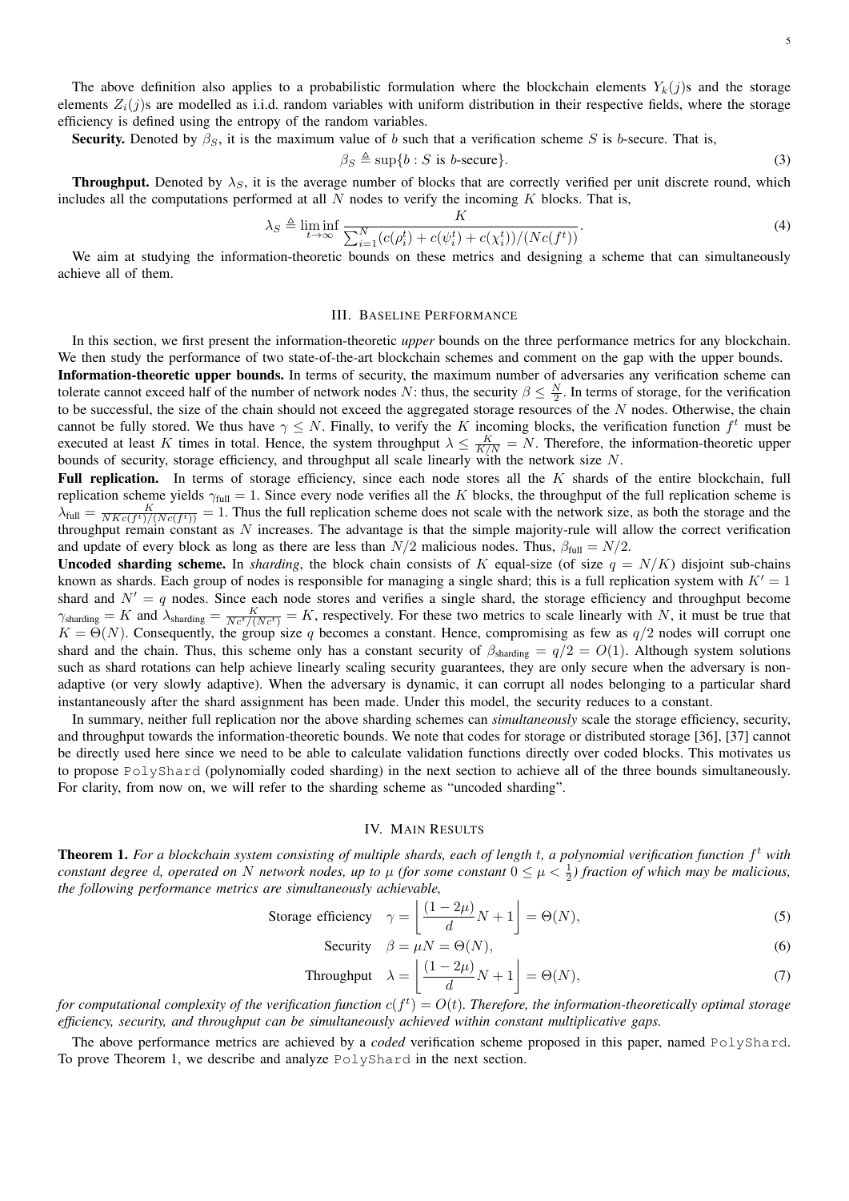The above definition also applies to a probabilistic formulation where the blockchain elements $Y_k(j)$s and the storage elements $Z_i(j)$s are modelled as i.i.d. random variables with uniform distribution in their respective fields, where the storage efficiency is defined using the entropy of the random variables.

**Security.** Denoted by $\beta_S$, it is the maximum value of $b$ such that a verification scheme $S$ is $b$-secure. That is,

$$\beta_S \triangleq \sup\{b : S \text{ is } b\text{-secure}\}. \tag{3}$$

**Throughput.** Denoted by $\lambda_S$, it is the average number of blocks that are correctly verified per unit discrete round, which includes all the computations performed at all $N$ nodes to verify the incoming $K$ blocks. That is,

$$\lambda_S \triangleq \liminf_{t\to\infty} \frac{K}{\sum_{i=1}^{N}(c(\rho_i^t)+c(\psi_i^t)+c(\chi_i^t))/(Nc(f^t))}. \tag{4}$$

We aim at studying the information-theoretic bounds on these metrics and designing a scheme that can simultaneously achieve all of them.

## III. Baseline Performance

In this section, we first present the information-theoretic *upper* bounds on the three performance metrics for any blockchain. We then study the performance of two state-of-the-art blockchain schemes and comment on the gap with the upper bounds.

**Information-theoretic upper bounds.** In terms of security, the maximum number of adversaries any verification scheme can tolerate cannot exceed half of the number of network nodes $N$: thus, the security $\beta \leq \frac{N}{2}$. In terms of storage, for the verification to be successful, the size of the chain should not exceed the aggregated storage resources of the $N$ nodes. Otherwise, the chain cannot be fully stored. We thus have $\gamma \leq N$. Finally, to verify the $K$ incoming blocks, the verification function $f^t$ must be executed at least $K$ times in total. Hence, the system throughput $\lambda \leq \frac{K}{K/N} = N$. Therefore, the information-theoretic upper bounds of security, storage efficiency, and throughput all scale linearly with the network size $N$.

**Full replication.** In terms of storage efficiency, since each node stores all the $K$ shards of the entire blockchain, full replication scheme yields $\gamma_{\text{full}} = 1$. Since every node verifies all the $K$ blocks, the throughput of the full replication scheme is $\lambda_{\text{full}} = \frac{K}{NKc(f^t)/(Nc(f^t))} = 1$. Thus the full replication scheme does not scale with the network size, as both the storage and the throughput remain constant as $N$ increases. The advantage is that the simple majority-rule will allow the correct verification and update of every block as long as there are less than $N/2$ malicious nodes. Thus, $\beta_{\text{full}} = N/2$.

**Uncoded sharding scheme.** In *sharding*, the block chain consists of $K$ equal-size (of size $q = N/K$) disjoint sub-chains known as shards. Each group of nodes is responsible for managing a single shard; this is a full replication system with $K' = 1$ shard and $N' = q$ nodes. Since each node stores and verifies a single shard, the storage efficiency and throughput become $\gamma_{\text{sharding}} = K$ and $\lambda_{\text{sharding}} = \frac{K}{Nc^t/(Nc^t)} = K$, respectively. For these two metrics to scale linearly with $N$, it must be true that $K = \Theta(N)$. Consequently, the group size $q$ becomes a constant. Hence, compromising as few as $q/2$ nodes will corrupt one shard and the chain. Thus, this scheme only has a constant security of $\beta_{\text{sharding}} = q/2 = O(1)$. Although system solutions such as shard rotations can help achieve linearly scaling security guarantees, they are only secure when the adversary is non-adaptive (or very slowly adaptive). When the adversary is dynamic, it can corrupt all nodes belonging to a particular shard instantaneously after the shard assignment has been made. Under this model, the security reduces to a constant.

In summary, neither full replication nor the above sharding schemes can *simultaneously* scale the storage efficiency, security, and throughput towards the information-theoretic bounds. We note that codes for storage or distributed storage [36], [37] cannot be directly used here since we need to be able to calculate validation functions directly over coded blocks. This motivates us to propose `PolyShard` (polynomially coded sharding) in the next section to achieve all of the three bounds simultaneously. For clarity, from now on, we will refer to the sharding scheme as "uncoded sharding".

## IV. Main Results

**Theorem 1.** *For a blockchain system consisting of multiple shards, each of length $t$, a polynomial verification function $f^t$ with constant degree $d$, operated on $N$ network nodes, up to $\mu$ (for some constant $0 \leq \mu < \frac{1}{2}$) fraction of which may be malicious, the following performance metrics are simultaneously achievable,*

$$\text{Storage efficiency} \quad \gamma = \left\lfloor \frac{(1-2\mu)}{d}N + 1 \right\rfloor = \Theta(N), \tag{5}$$

$$\text{Security} \quad \beta = \mu N = \Theta(N), \tag{6}$$

$$\text{Throughput} \quad \lambda = \left\lfloor \frac{(1-2\mu)}{d}N + 1 \right\rfloor = \Theta(N), \tag{7}$$

*for computational complexity of the verification function $c(f^t) = O(t)$. Therefore, the information-theoretically optimal storage efficiency, security, and throughput can be simultaneously achieved within constant multiplicative gaps.*

The above performance metrics are achieved by a *coded* verification scheme proposed in this paper, named `PolyShard`. To prove Theorem 1, we describe and analyze `PolyShard` in the next section.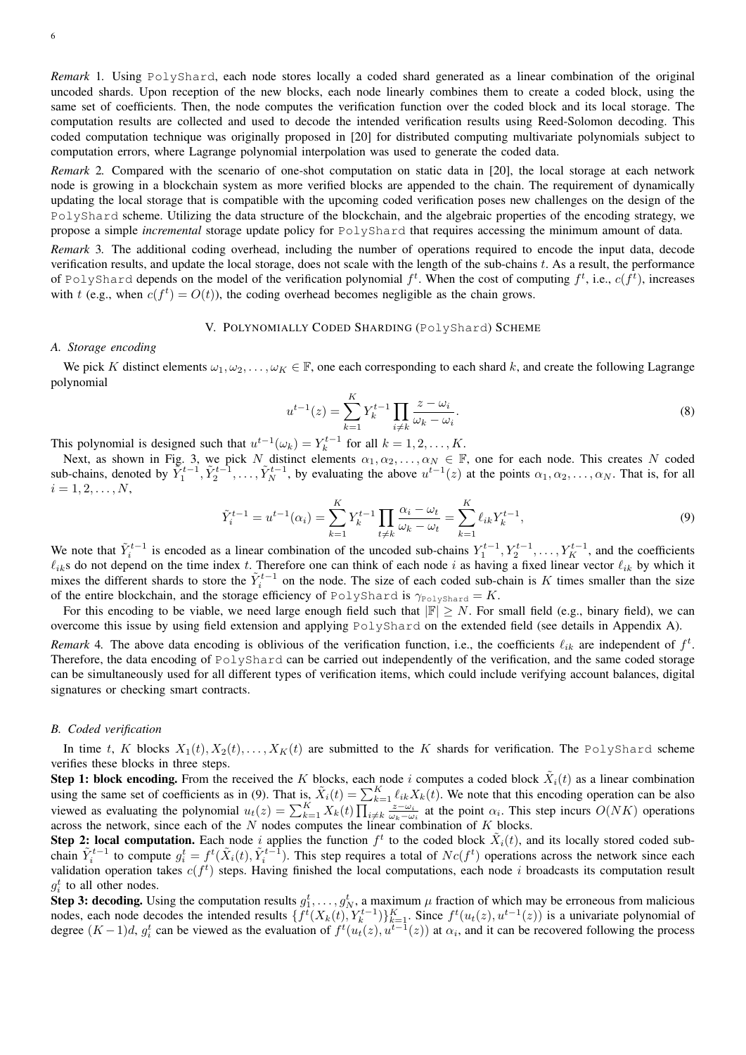*Remark* 1. Using PolyShard, each node stores locally a coded shard generated as a linear combination of the original uncoded shards. Upon reception of the new blocks, each node linearly combines them to create a coded block, using the same set of coefficients. Then, the node computes the verification function over the coded block and its local storage. The computation results are collected and used to decode the intended verification results using Reed-Solomon decoding. This coded computation technique was originally proposed in [20] for distributed computing multivariate polynomials subject to computation errors, where Lagrange polynomial interpolation was used to generate the coded data.

*Remark* 2. Compared with the scenario of one-shot computation on static data in [20], the local storage at each network node is growing in a blockchain system as more verified blocks are appended to the chain. The requirement of dynamically updating the local storage that is compatible with the upcoming coded verification poses new challenges on the design of the PolyShard scheme. Utilizing the data structure of the blockchain, and the algebraic properties of the encoding strategy, we propose a simple *incremental* storage update policy for PolyShard that requires accessing the minimum amount of data.

*Remark* 3. The additional coding overhead, including the number of operations required to encode the input data, decode verification results, and update the local storage, does not scale with the length of the sub-chains $t$. As a result, the performance of PolyShard depends on the model of the verification polynomial $f^t$. When the cost of computing $f^t$, i.e., $c(f^t)$, increases with $t$ (e.g., when $c(f^t) = O(t)$), the coding overhead becomes negligible as the chain grows.

## V. Polynomially Coded Sharding (PolyShard) Scheme

### A. Storage encoding

We pick $K$ distinct elements $\omega_1, \omega_2, \ldots, \omega_K \in \mathbb{F}$, one each corresponding to each shard $k$, and create the following Lagrange polynomial

$$u^{t-1}(z) = \sum_{k=1}^{K} Y_k^{t-1} \prod_{i \neq k} \frac{z - \omega_i}{\omega_k - \omega_i}. \tag{8}$$

This polynomial is designed such that $u^{t-1}(\omega_k) = Y_k^{t-1}$ for all $k = 1, 2, \ldots, K$.

Next, as shown in Fig. 3, we pick $N$ distinct elements $\alpha_1, \alpha_2, \ldots, \alpha_N \in \mathbb{F}$, one for each node. This creates $N$ coded sub-chains, denoted by $\tilde{Y}_1^{t-1}, \tilde{Y}_2^{t-1}, \ldots, \tilde{Y}_N^{t-1}$, by evaluating the above $u^{t-1}(z)$ at the points $\alpha_1, \alpha_2, \ldots, \alpha_N$. That is, for all $i = 1, 2, \ldots, N$,

$$\tilde{Y}_i^{t-1} = u^{t-1}(\alpha_i) = \sum_{k=1}^{K} Y_k^{t-1} \prod_{t \neq k} \frac{\alpha_i - \omega_t}{\omega_k - \omega_t} = \sum_{k=1}^{K} \ell_{ik} Y_k^{t-1}, \tag{9}$$

We note that $\tilde{Y}_i^{t-1}$ is encoded as a linear combination of the uncoded sub-chains $Y_1^{t-1}, Y_2^{t-1}, \ldots, Y_K^{t-1}$, and the coefficients $\ell_{ik}$s do not depend on the time index $t$. Therefore one can think of each node $i$ as having a fixed linear vector $\ell_{ik}$ by which it mixes the different shards to store the $\tilde{Y}_i^{t-1}$ on the node. The size of each coded sub-chain is $K$ times smaller than the size of the entire blockchain, and the storage efficiency of PolyShard is $\gamma_{\texttt{PolyShard}} = K$.

For this encoding to be viable, we need large enough field such that $|\mathbb{F}| \geq N$. For small field (e.g., binary field), we can overcome this issue by using field extension and applying PolyShard on the extended field (see details in Appendix A).

*Remark* 4. The above data encoding is oblivious of the verification function, i.e., the coefficients $\ell_{ik}$ are independent of $f^t$. Therefore, the data encoding of PolyShard can be carried out independently of the verification, and the same coded storage can be simultaneously used for all different types of verification items, which could include verifying account balances, digital signatures or checking smart contracts.

### B. Coded verification

In time $t$, $K$ blocks $X_1(t), X_2(t), \ldots, X_K(t)$ are submitted to the $K$ shards for verification. The PolyShard scheme verifies these blocks in three steps.

**Step 1: block encoding.** From the received the $K$ blocks, each node $i$ computes a coded block $\tilde{X}_i(t)$ as a linear combination using the same set of coefficients as in (9). That is, $\tilde{X}_i(t) = \sum_{k=1}^{K} \ell_{ik} X_k(t)$. We note that this encoding operation can be also viewed as evaluating the polynomial $u_t(z) = \sum_{k=1}^{K} X_k(t) \prod_{i \neq k} \frac{z - \omega_i}{\omega_k - \omega_i}$ at the point $\alpha_i$. This step incurs $O(NK)$ operations across the network, since each of the $N$ nodes computes the linear combination of $K$ blocks.

**Step 2: local computation.** Each node $i$ applies the function $f^t$ to the coded block $\tilde{X}_i(t)$, and its locally stored coded sub-chain $\tilde{Y}_i^{t-1}$ to compute $g_i^t = f^t(\tilde{X}_i(t), \tilde{Y}_i^{t-1})$. This step requires a total of $Nc(f^t)$ operations across the network since each validation operation takes $c(f^t)$ steps. Having finished the local computations, each node $i$ broadcasts its computation result $g_i^t$ to all other nodes.

**Step 3: decoding.** Using the computation results $g_1^t, \ldots, g_N^t$, a maximum $\mu$ fraction of which may be erroneous from malicious nodes, each node decodes the intended results $\{f^t(X_k(t), Y_k^{t-1})\}_{k=1}^{K}$. Since $f^t(u_t(z), u^{t-1}(z))$ is a univariate polynomial of degree $(K-1)d$, $g_i^t$ can be viewed as the evaluation of $f^t(u_t(z), u^{t-1}(z))$ at $\alpha_i$, and it can be recovered following the process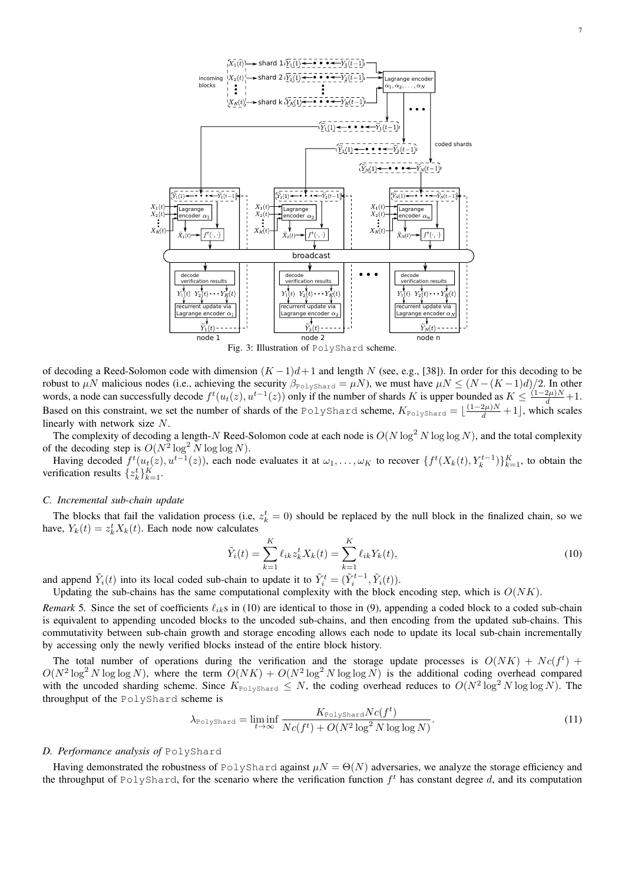Fig. 3: Illustration of PolyShard scheme.

of decoding a Reed-Solomon code with dimension $(K-1)d+1$ and length $N$ (see, e.g., [38]). In order for this decoding to be robust to $\mu N$ malicious nodes (i.e., achieving the security $\beta_{\texttt{PolyShard}} = \mu N$), we must have $\mu N \leq (N-(K-1)d)/2$. In other words, a node can successfully decode $f^t(u_t(z), u^{t-1}(z))$ only if the number of shards $K$ is upper bounded as $K \leq \frac{(1-2\mu)N}{d}+1$. Based on this constraint, we set the number of shards of the PolyShard scheme, $K_{\texttt{PolyShard}} = \lfloor \frac{(1-2\mu)N}{d}+1 \rfloor$, which scales linearly with network size $N$.

The complexity of decoding a length-$N$ Reed-Solomon code at each node is $O(N \log^2 N \log\log N)$, and the total complexity of the decoding step is $O(N^2 \log^2 N \log\log N)$.

Having decoded $f^t(u_t(z), u^{t-1}(z))$, each node evaluates it at $\omega_1, \ldots, \omega_K$ to recover $\{f^t(X_k(t), Y_k^{t-1})\}_{k=1}^K$, to obtain the verification results $\{z_k^t\}_{k=1}^K$.

### C. Incremental sub-chain update

The blocks that fail the validation process (i.e, $z_k^t = 0$) should be replaced by the null block in the finalized chain, so we have, $Y_k(t) = z_k^t X_k(t)$. Each node now calculates

$$\tilde{Y}_i(t) = \sum_{k=1}^{K} \ell_{ik} z_k^t X_k(t) = \sum_{k=1}^{K} \ell_{ik} Y_k(t), \tag{10}$$

and append $\tilde{Y}_i(t)$ into its local coded sub-chain to update it to $\tilde{Y}_i^t = (\tilde{Y}_i^{t-1}, \tilde{Y}_i(t))$.

Updating the sub-chains has the same computational complexity with the block encoding step, which is $O(NK)$.

*Remark 5.* Since the set of coefficients $\ell_{ik}$s in (10) are identical to those in (9), appending a coded block to a coded sub-chain is equivalent to appending uncoded blocks to the uncoded sub-chains, and then encoding from the updated sub-chains. This commutativity between sub-chain growth and storage encoding allows each node to update its local sub-chain incrementally by accessing only the newly verified blocks instead of the entire block history.

The total number of operations during the verification and the storage update processes is $O(NK) + Nc(f^t) + O(N^2 \log^2 N \log\log N)$, where the term $O(NK) + O(N^2 \log^2 N \log\log N)$ is the additional coding overhead compared with the uncoded sharding scheme. Since $K_{\texttt{PolyShard}} \leq N$, the coding overhead reduces to $O(N^2 \log^2 N \log\log N)$. The throughput of the PolyShard scheme is

$$\lambda_{\texttt{PolyShard}} = \liminf_{t\to\infty} \frac{K_{\texttt{PolyShard}} N c(f^t)}{Nc(f^t) + O(N^2 \log^2 N \log\log N)}. \tag{11}$$

### D. Performance analysis of PolyShard

Having demonstrated the robustness of PolyShard against $\mu N = \Theta(N)$ adversaries, we analyze the storage efficiency and the throughput of PolyShard, for the scenario where the verification function $f^t$ has constant degree $d$, and its computation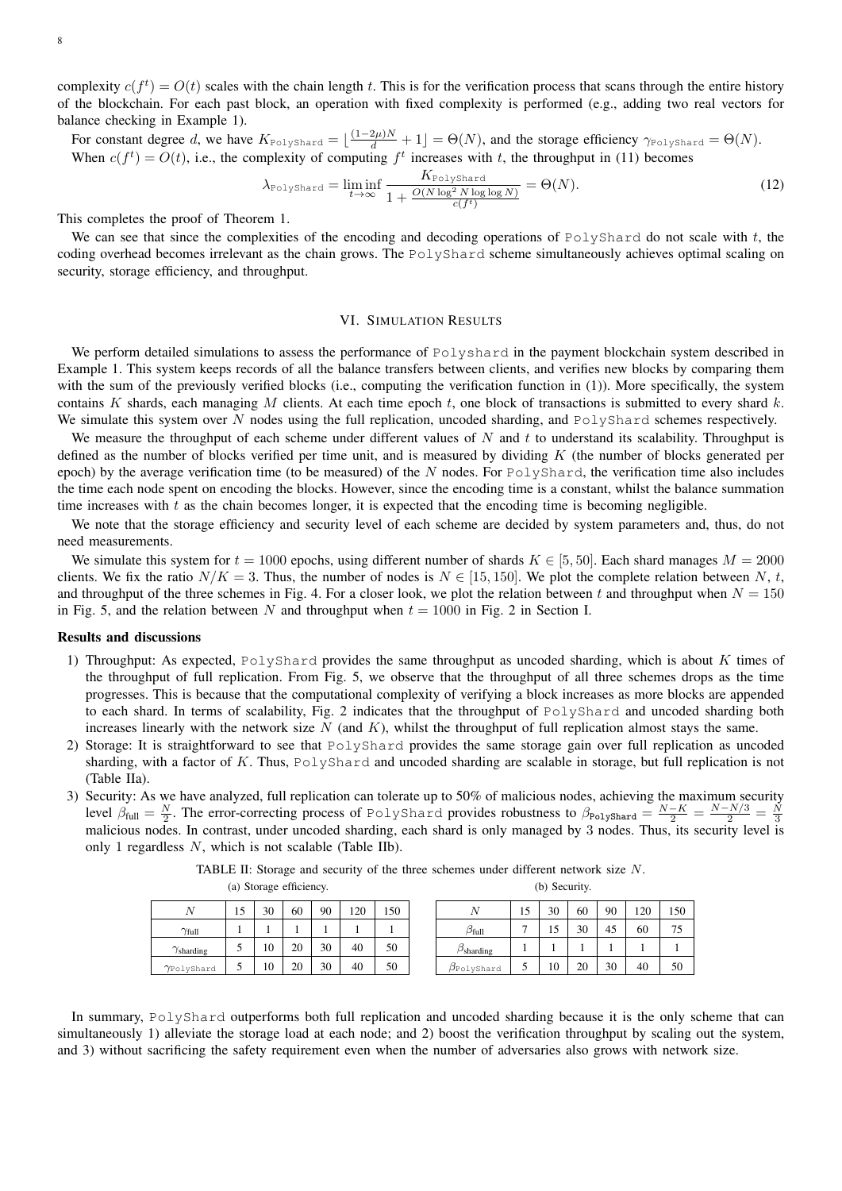complexity $c(f^t) = O(t)$ scales with the chain length $t$. This is for the verification process that scans through the entire history of the blockchain. For each past block, an operation with fixed complexity is performed (e.g., adding two real vectors for balance checking in Example 1).

For constant degree $d$, we have $K_{\texttt{PolyShard}} = \lfloor \frac{(1-2\mu)N}{d} + 1 \rfloor = \Theta(N)$, and the storage efficiency $\gamma_{\texttt{PolyShard}} = \Theta(N)$. When $c(f^t) = O(t)$, i.e., the complexity of computing $f^t$ increases with $t$, the throughput in (11) becomes

$$\lambda_{\texttt{PolyShard}} = \liminf_{t \to \infty} \frac{K_{\texttt{PolyShard}}}{1 + \frac{O(N \log^2 N \log \log N)}{c(f^t)}} = \Theta(N). \tag{12}$$

This completes the proof of Theorem 1.

We can see that since the complexities of the encoding and decoding operations of PolyShard do not scale with $t$, the coding overhead becomes irrelevant as the chain grows. The PolyShard scheme simultaneously achieves optimal scaling on security, storage efficiency, and throughput.

## VI. Simulation Results

We perform detailed simulations to assess the performance of Polyshard in the payment blockchain system described in Example 1. This system keeps records of all the balance transfers between clients, and verifies new blocks by comparing them with the sum of the previously verified blocks (i.e., computing the verification function in (1)). More specifically, the system contains $K$ shards, each managing $M$ clients. At each time epoch $t$, one block of transactions is submitted to every shard $k$. We simulate this system over $N$ nodes using the full replication, uncoded sharding, and PolyShard schemes respectively.

We measure the throughput of each scheme under different values of $N$ and $t$ to understand its scalability. Throughput is defined as the number of blocks verified per time unit, and is measured by dividing $K$ (the number of blocks generated per epoch) by the average verification time (to be measured) of the $N$ nodes. For PolyShard, the verification time also includes the time each node spent on encoding the blocks. However, since the encoding time is a constant, whilst the balance summation time increases with $t$ as the chain becomes longer, it is expected that the encoding time is becoming negligible.

We note that the storage efficiency and security level of each scheme are decided by system parameters and, thus, do not need measurements.

We simulate this system for $t = 1000$ epochs, using different number of shards $K \in [5, 50]$. Each shard manages $M = 2000$ clients. We fix the ratio $N/K = 3$. Thus, the number of nodes is $N \in [15, 150]$. We plot the complete relation between $N$, $t$, and throughput of the three schemes in Fig. 4. For a closer look, we plot the relation between $t$ and throughput when $N = 150$ in Fig. 5, and the relation between $N$ and throughput when $t = 1000$ in Fig. 2 in Section I.

**Results and discussions**

1) Throughput: As expected, PolyShard provides the same throughput as uncoded sharding, which is about $K$ times of the throughput of full replication. From Fig. 5, we observe that the throughput of all three schemes drops as the time progresses. This is because that the computational complexity of verifying a block increases as more blocks are appended to each shard. In terms of scalability, Fig. 2 indicates that the throughput of PolyShard and uncoded sharding both increases linearly with the network size $N$ (and $K$), whilst the throughput of full replication almost stays the same.
2) Storage: It is straightforward to see that PolyShard provides the same storage gain over full replication as uncoded sharding, with a factor of $K$. Thus, PolyShard and uncoded sharding are scalable in storage, but full replication is not (Table IIa).
3) Security: As we have analyzed, full replication can tolerate up to 50% of malicious nodes, achieving the maximum security level $\beta_{\text{full}} = \frac{N}{2}$. The error-correcting process of PolyShard provides robustness to $\beta_{\texttt{PolyShard}} = \frac{N-K}{2} = \frac{N-N/3}{2} = \frac{N}{3}$ malicious nodes. In contrast, under uncoded sharding, each shard is only managed by 3 nodes. Thus, its security level is only 1 regardless $N$, which is not scalable (Table IIb).

TABLE II: Storage and security of the three schemes under different network size $N$.

(a) Storage efficiency.

| $N$ | 15 | 30 | 60 | 90 | 120 | 150 |
|---|---|---|---|---|---|---|
| $\gamma_{\text{full}}$ | 1 | 1 | 1 | 1 | 1 | 1 |
| $\gamma_{\text{sharding}}$ | 5 | 10 | 20 | 30 | 40 | 50 |
| $\gamma_{\texttt{PolyShard}}$ | 5 | 10 | 20 | 30 | 40 | 50 |

(b) Security.

| $N$ | 15 | 30 | 60 | 90 | 120 | 150 |
|---|---|---|---|---|---|---|
| $\beta_{\text{full}}$ | 7 | 15 | 30 | 45 | 60 | 75 |
| $\beta_{\text{sharding}}$ | 1 | 1 | 1 | 1 | 1 | 1 |
| $\beta_{\texttt{PolyShard}}$ | 5 | 10 | 20 | 30 | 40 | 50 |

In summary, PolyShard outperforms both full replication and uncoded sharding because it is the only scheme that can simultaneously 1) alleviate the storage load at each node; and 2) boost the verification throughput by scaling out the system, and 3) without sacrificing the safety requirement even when the number of adversaries also grows with network size.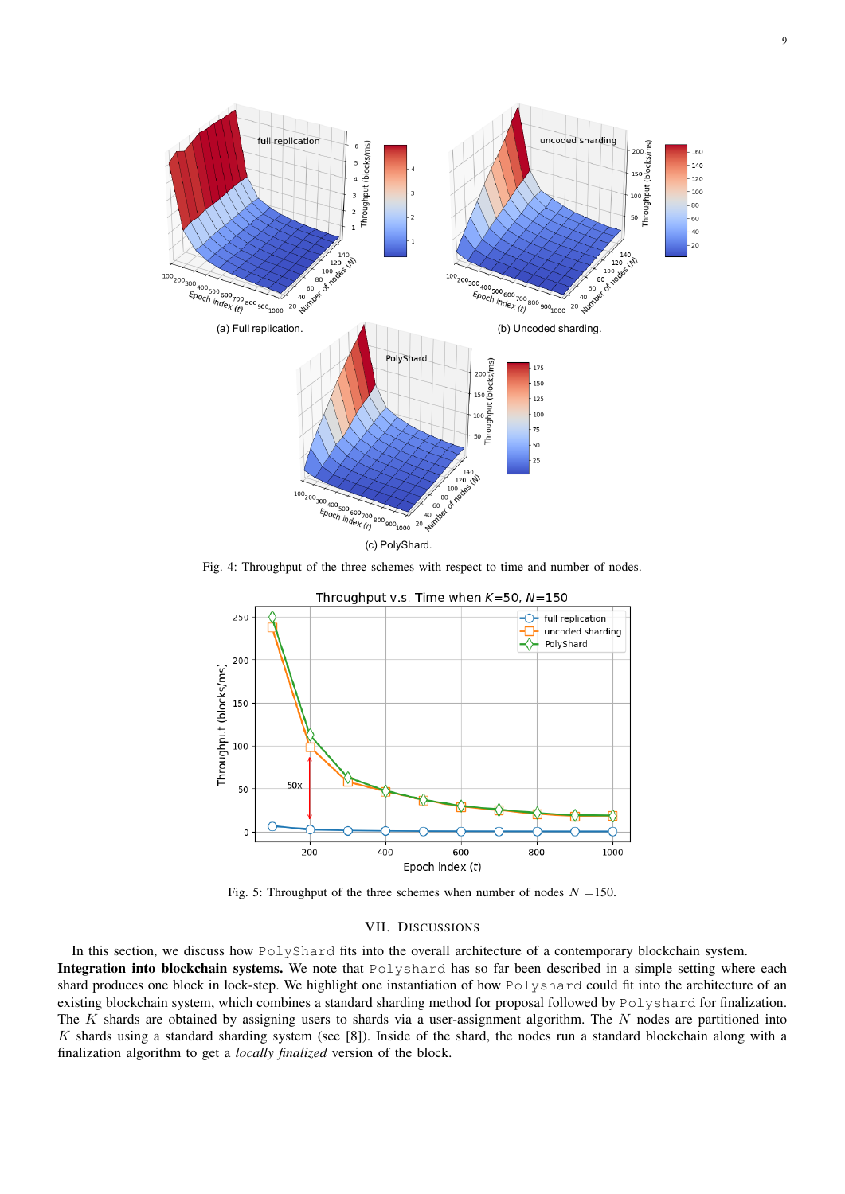full replication

Throughput (blocks/ms)

Epoch index (t)

Number of nodes (N)

(a) Full replication.

uncoded sharding

Throughput (blocks/ms)

Epoch index (t)

Number of nodes (N)

(b) Uncoded sharding.

PolyShard

Throughput (blocks/ms)

Epoch index (t)

Number of nodes (N)

(c) PolyShard.

Fig. 4: Throughput of the three schemes with respect to time and number of nodes.

Throughput v.s. Time when $K$=50, $N$=150

full replication

uncoded sharding

PolyShard

50x

Throughput (blocks/ms)

Epoch index ($t$)

Fig. 5: Throughput of the three schemes when number of nodes $N$ =150.

## VII. Discussions

In this section, we discuss how `PolyShard` fits into the overall architecture of a contemporary blockchain system.

**Integration into blockchain systems.** We note that `Polyshard` has so far been described in a simple setting where each shard produces one block in lock-step. We highlight one instantiation of how `Polyshard` could fit into the architecture of an existing blockchain system, which combines a standard sharding method for proposal followed by `Polyshard` for finalization. The $K$ shards are obtained by assigning users to shards via a user-assignment algorithm. The $N$ nodes are partitioned into $K$ shards using a standard sharding system (see [8]). Inside of the shard, the nodes run a standard blockchain along with a finalization algorithm to get a *locally finalized* version of the block.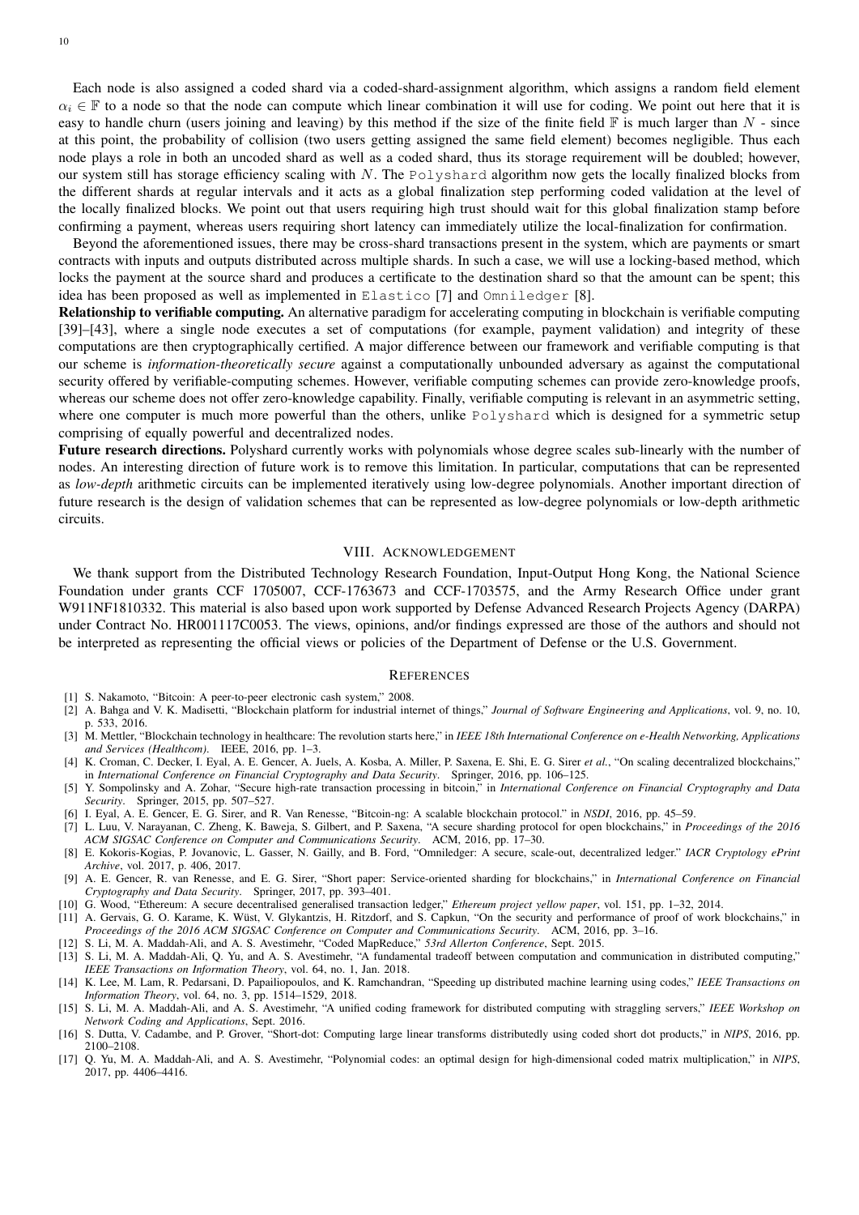Each node is also assigned a coded shard via a coded-shard-assignment algorithm, which assigns a random field element $\alpha_i \in \mathbb{F}$ to a node so that the node can compute which linear combination it will use for coding. We point out here that it is easy to handle churn (users joining and leaving) by this method if the size of the finite field $\mathbb{F}$ is much larger than $N$ - since at this point, the probability of collision (two users getting assigned the same field element) becomes negligible. Thus each node plays a role in both an uncoded shard as well as a coded shard, thus its storage requirement will be doubled; however, our system still has storage efficiency scaling with $N$. The `Polyshard` algorithm now gets the locally finalized blocks from the different shards at regular intervals and it acts as a global finalization step performing coded validation at the level of the locally finalized blocks. We point out that users requiring high trust should wait for this global finalization stamp before confirming a payment, whereas users requiring short latency can immediately utilize the local-finalization for confirmation.

Beyond the aforementioned issues, there may be cross-shard transactions present in the system, which are payments or smart contracts with inputs and outputs distributed across multiple shards. In such a case, we will use a locking-based method, which locks the payment at the source shard and produces a certificate to the destination shard so that the amount can be spent; this idea has been proposed as well as implemented in `Elastico` [7] and `Omniledger` [8].

**Relationship to verifiable computing.** An alternative paradigm for accelerating computing in blockchain is verifiable computing [39]–[43], where a single node executes a set of computations (for example, payment validation) and integrity of these computations are then cryptographically certified. A major difference between our framework and verifiable computing is that our scheme is *information-theoretically secure* against a computationally unbounded adversary as against the computational security offered by verifiable-computing schemes. However, verifiable computing schemes can provide zero-knowledge proofs, whereas our scheme does not offer zero-knowledge capability. Finally, verifiable computing is relevant in an asymmetric setting, where one computer is much more powerful than the others, unlike `Polyshard` which is designed for a symmetric setup comprising of equally powerful and decentralized nodes.

**Future research directions.** Polyshard currently works with polynomials whose degree scales sub-linearly with the number of nodes. An interesting direction of future work is to remove this limitation. In particular, computations that can be represented as *low-depth* arithmetic circuits can be implemented iteratively using low-degree polynomials. Another important direction of future research is the design of validation schemes that can be represented as low-degree polynomials or low-depth arithmetic circuits.

## VIII. Acknowledgement

We thank support from the Distributed Technology Research Foundation, Input-Output Hong Kong, the National Science Foundation under grants CCF 1705007, CCF-1763673 and CCF-1703575, and the Army Research Office under grant W911NF1810332. This material is also based upon work supported by Defense Advanced Research Projects Agency (DARPA) under Contract No. HR001117C0053. The views, opinions, and/or findings expressed are those of the authors and should not be interpreted as representing the official views or policies of the Department of Defense or the U.S. Government.

## References

[1] S. Nakamoto, "Bitcoin: A peer-to-peer electronic cash system," 2008.

[2] A. Bahga and V. K. Madisetti, "Blockchain platform for industrial internet of things," *Journal of Software Engineering and Applications*, vol. 9, no. 10, p. 533, 2016.

[3] M. Mettler, "Blockchain technology in healthcare: The revolution starts here," in *IEEE 18th International Conference on e-Health Networking, Applications and Services (Healthcom)*. IEEE, 2016, pp. 1–3.

[4] K. Croman, C. Decker, I. Eyal, A. E. Gencer, A. Juels, A. Kosba, A. Miller, P. Saxena, E. Shi, E. G. Sirer *et al.*, "On scaling decentralized blockchains," in *International Conference on Financial Cryptography and Data Security*. Springer, 2016, pp. 106–125.

[5] Y. Sompolinsky and A. Zohar, "Secure high-rate transaction processing in bitcoin," in *International Conference on Financial Cryptography and Data Security*. Springer, 2015, pp. 507–527.

[6] I. Eyal, A. E. Gencer, E. G. Sirer, and R. Van Renesse, "Bitcoin-ng: A scalable blockchain protocol." in *NSDI*, 2016, pp. 45–59.

[7] L. Luu, V. Narayanan, C. Zheng, K. Baweja, S. Gilbert, and P. Saxena, "A secure sharding protocol for open blockchains," in *Proceedings of the 2016 ACM SIGSAC Conference on Computer and Communications Security*. ACM, 2016, pp. 17–30.

[8] E. Kokoris-Kogias, P. Jovanovic, L. Gasser, N. Gailly, and B. Ford, "Omniledger: A secure, scale-out, decentralized ledger." *IACR Cryptology ePrint Archive*, vol. 2017, p. 406, 2017.

[9] A. E. Gencer, R. van Renesse, and E. G. Sirer, "Short paper: Service-oriented sharding for blockchains," in *International Conference on Financial Cryptography and Data Security*. Springer, 2017, pp. 393–401.

[10] G. Wood, "Ethereum: A secure decentralised generalised transaction ledger," *Ethereum project yellow paper*, vol. 151, pp. 1–32, 2014.

[11] A. Gervais, G. O. Karame, K. Wüst, V. Glykantzis, H. Ritzdorf, and S. Capkun, "On the security and performance of proof of work blockchains," in *Proceedings of the 2016 ACM SIGSAC Conference on Computer and Communications Security*. ACM, 2016, pp. 3–16.

[12] S. Li, M. A. Maddah-Ali, and A. S. Avestimehr, "Coded MapReduce," *53rd Allerton Conference*, Sept. 2015.

[13] S. Li, M. A. Maddah-Ali, Q. Yu, and A. S. Avestimehr, "A fundamental tradeoff between computation and communication in distributed computing," *IEEE Transactions on Information Theory*, vol. 64, no. 1, Jan. 2018.

[14] K. Lee, M. Lam, R. Pedarsani, D. Papailiopoulos, and K. Ramchandran, "Speeding up distributed machine learning using codes," *IEEE Transactions on Information Theory*, vol. 64, no. 3, pp. 1514–1529, 2018.

[15] S. Li, M. A. Maddah-Ali, and A. S. Avestimehr, "A unified coding framework for distributed computing with straggling servers," *IEEE Workshop on Network Coding and Applications*, Sept. 2016.

[16] S. Dutta, V. Cadambe, and P. Grover, "Short-dot: Computing large linear transforms distributedly using coded short dot products," in *NIPS*, 2016, pp. 2100–2108.

[17] Q. Yu, M. A. Maddah-Ali, and A. S. Avestimehr, "Polynomial codes: an optimal design for high-dimensional coded matrix multiplication," in *NIPS*, 2017, pp. 4406–4416.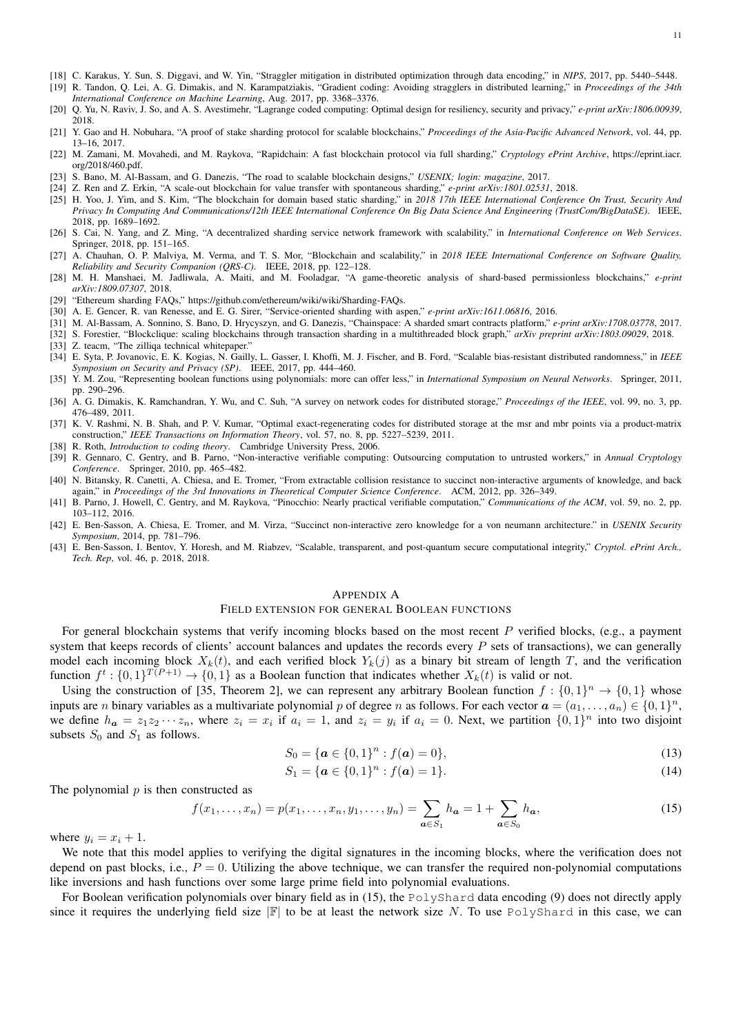[18] C. Karakus, Y. Sun, S. Diggavi, and W. Yin, "Straggler mitigation in distributed optimization through data encoding," in *NIPS*, 2017, pp. 5440–5448.

[19] R. Tandon, Q. Lei, A. G. Dimakis, and N. Karampatziakis, "Gradient coding: Avoiding stragglers in distributed learning," in *Proceedings of the 34th International Conference on Machine Learning*, Aug. 2017, pp. 3368–3376.

[20] Q. Yu, N. Raviv, J. So, and A. S. Avestimehr, "Lagrange coded computing: Optimal design for resiliency, security and privacy," *e-print arXiv:1806.00939*, 2018.

[21] Y. Gao and H. Nobuhara, "A proof of stake sharding protocol for scalable blockchains," *Proceedings of the Asia-Pacific Advanced Network*, vol. 44, pp. 13–16, 2017.

[22] M. Zamani, M. Movahedi, and M. Raykova, "Rapidchain: A fast blockchain protocol via full sharding," *Cryptology ePrint Archive*, https://eprint.iacr.org/2018/460.pdf.

[23] S. Bano, M. Al-Bassam, and G. Danezis, "The road to scalable blockchain designs," *USENIX; login: magazine*, 2017.

[24] Z. Ren and Z. Erkin, "A scale-out blockchain for value transfer with spontaneous sharding," *e-print arXiv:1801.02531*, 2018.

[25] H. Yoo, J. Yim, and S. Kim, "The blockchain for domain based static sharding," in *2018 17th IEEE International Conference On Trust, Security And Privacy In Computing And Communications/12th IEEE International Conference On Big Data Science And Engineering (TrustCom/BigDataSE)*. IEEE, 2018, pp. 1689–1692.

[26] S. Cai, N. Yang, and Z. Ming, "A decentralized sharding service network framework with scalability," in *International Conference on Web Services*. Springer, 2018, pp. 151–165.

[27] A. Chauhan, O. P. Malviya, M. Verma, and T. S. Mor, "Blockchain and scalability," in *2018 IEEE International Conference on Software Quality, Reliability and Security Companion (QRS-C)*. IEEE, 2018, pp. 122–128.

[28] M. H. Manshaei, M. Jadliwala, A. Maiti, and M. Fooladgar, "A game-theoretic analysis of shard-based permissionless blockchains," *e-print arXiv:1809.07307*, 2018.

[29] "Ethereum sharding FAQs," https://github.com/ethereum/wiki/wiki/Sharding-FAQs.

[30] A. E. Gencer, R. van Renesse, and E. G. Sirer, "Service-oriented sharding with aspen," *e-print arXiv:1611.06816*, 2016.

[31] M. Al-Bassam, A. Sonnino, S. Bano, D. Hrycyszyn, and G. Danezis, "Chainspace: A sharded smart contracts platform," *e-print arXiv:1708.03778*, 2017.

[32] S. Forestier, "Blockclique: scaling blockchains through transaction sharding in a multithreaded block graph," *arXiv preprint arXiv:1803.09029*, 2018.

[33] Z. teacm, "The zilliqa technical whitepaper."

[34] E. Syta, P. Jovanovic, E. K. Kogias, N. Gailly, L. Gasser, I. Khoffi, M. J. Fischer, and B. Ford, "Scalable bias-resistant distributed randomness," in *IEEE Symposium on Security and Privacy (SP)*. IEEE, 2017, pp. 444–460.

[35] Y. M. Zou, "Representing boolean functions using polynomials: more can offer less," in *International Symposium on Neural Networks*. Springer, 2011, pp. 290–296.

[36] A. G. Dimakis, K. Ramchandran, Y. Wu, and C. Suh, "A survey on network codes for distributed storage," *Proceedings of the IEEE*, vol. 99, no. 3, pp. 476–489, 2011.

[37] K. V. Rashmi, N. B. Shah, and P. V. Kumar, "Optimal exact-regenerating codes for distributed storage at the msr and mbr points via a product-matrix construction," *IEEE Transactions on Information Theory*, vol. 57, no. 8, pp. 5227–5239, 2011.

[38] R. Roth, *Introduction to coding theory*. Cambridge University Press, 2006.

[39] R. Gennaro, C. Gentry, and B. Parno, "Non-interactive verifiable computing: Outsourcing computation to untrusted workers," in *Annual Cryptology Conference*. Springer, 2010, pp. 465–482.

[40] N. Bitansky, R. Canetti, A. Chiesa, and E. Tromer, "From extractable collision resistance to succinct non-interactive arguments of knowledge, and back again," in *Proceedings of the 3rd Innovations in Theoretical Computer Science Conference*. ACM, 2012, pp. 326–349.

[41] B. Parno, J. Howell, C. Gentry, and M. Raykova, "Pinocchio: Nearly practical verifiable computation," *Communications of the ACM*, vol. 59, no. 2, pp. 103–112, 2016.

[42] E. Ben-Sasson, A. Chiesa, E. Tromer, and M. Virza, "Succinct non-interactive zero knowledge for a von neumann architecture." in *USENIX Security Symposium*, 2014, pp. 781–796.

[43] E. Ben-Sasson, I. Bentov, Y. Horesh, and M. Riabzev, "Scalable, transparent, and post-quantum secure computational integrity," *Cryptol. ePrint Arch., Tech. Rep*, vol. 46, p. 2018, 2018.

# Appendix A
## Field extension for general Boolean functions

For general blockchain systems that verify incoming blocks based on the most recent $P$ verified blocks, (e.g., a payment system that keeps records of clients' account balances and updates the records every $P$ sets of transactions), we can generally model each incoming block $X_k(t)$, and each verified block $Y_k(j)$ as a binary bit stream of length $T$, and the verification function $f^t : \{0,1\}^{T(P+1)} \to \{0,1\}$ as a Boolean function that indicates whether $X_k(t)$ is valid or not.

Using the construction of [35, Theorem 2], we can represent any arbitrary Boolean function $f : \{0,1\}^n \to \{0,1\}$ whose inputs are $n$ binary variables as a multivariate polynomial $p$ of degree $n$ as follows. For each vector $\boldsymbol{a} = (a_1, \ldots, a_n) \in \{0,1\}^n$, we define $h_{\boldsymbol{a}} = z_1 z_2 \cdots z_n$, where $z_i = x_i$ if $a_i = 1$, and $z_i = y_i$ if $a_i = 0$. Next, we partition $\{0,1\}^n$ into two disjoint subsets $S_0$ and $S_1$ as follows.

$$S_0 = \{\boldsymbol{a} \in \{0,1\}^n : f(\boldsymbol{a}) = 0\}, \tag{13}$$

$$S_1 = \{\boldsymbol{a} \in \{0,1\}^n : f(\boldsymbol{a}) = 1\}. \tag{14}$$

The polynomial $p$ is then constructed as

$$f(x_1, \ldots, x_n) = p(x_1, \ldots, x_n, y_1, \ldots, y_n) = \sum_{\boldsymbol{a} \in S_1} h_{\boldsymbol{a}} = 1 + \sum_{\boldsymbol{a} \in S_0} h_{\boldsymbol{a}}, \tag{15}$$

where $y_i = x_i + 1$.

We note that this model applies to verifying the digital signatures in the incoming blocks, where the verification does not depend on past blocks, i.e., $P = 0$. Utilizing the above technique, we can transfer the required non-polynomial computations like inversions and hash functions over some large prime field into polynomial evaluations.

For Boolean verification polynomials over binary field as in (15), the `PolyShard` data encoding (9) does not directly apply since it requires the underlying field size $|\mathbb{F}|$ to be at least the network size $N$. To use `PolyShard` in this case, we can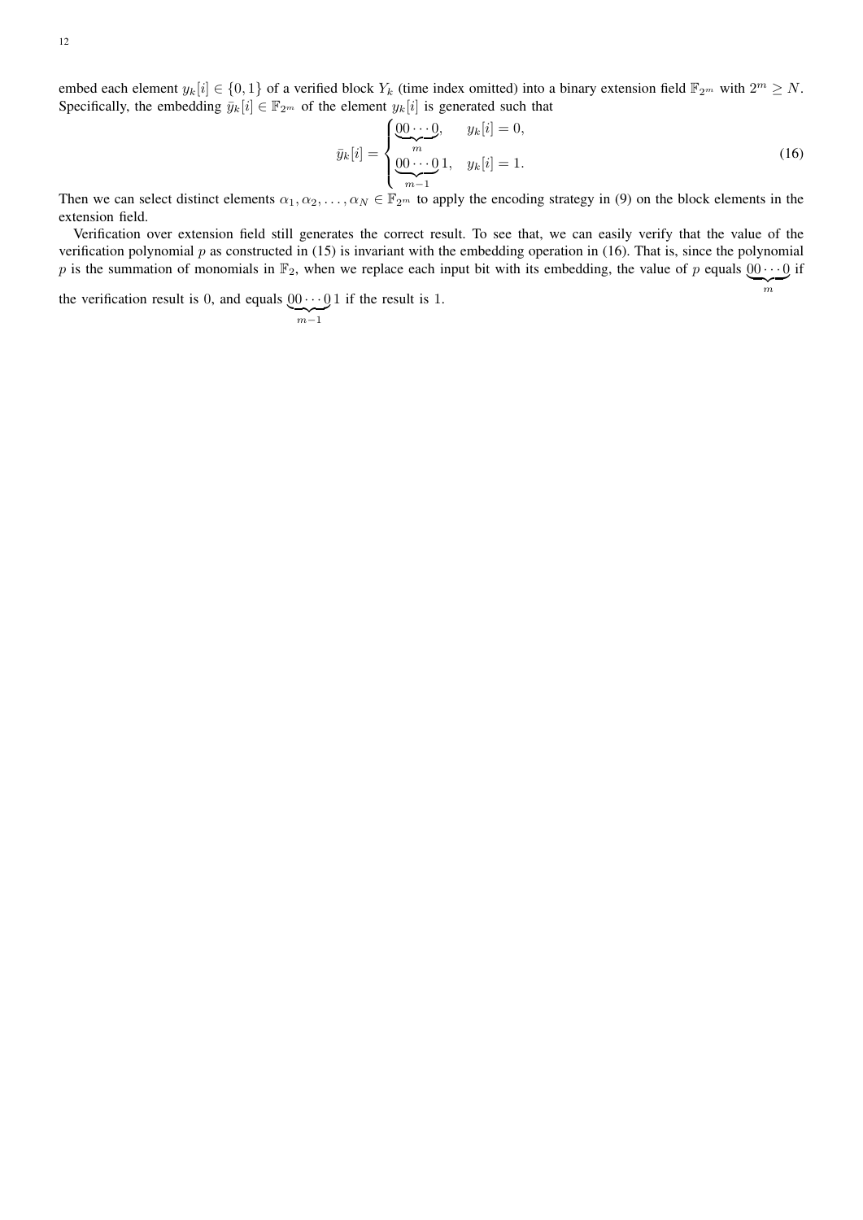embed each element $y_k[i] \in \{0,1\}$ of a verified block $Y_k$ (time index omitted) into a binary extension field $\mathbb{F}_{2^m}$ with $2^m \geq N$. Specifically, the embedding $\bar{y}_k[i] \in \mathbb{F}_{2^m}$ of the element $y_k[i]$ is generated such that

$$\bar{y}_k[i] = \begin{cases} \underbrace{00\cdots0}_{m}, & y_k[i] = 0, \\ \underbrace{00\cdots0}_{m-1}1, & y_k[i] = 1. \end{cases} \tag{16}$$

Then we can select distinct elements $\alpha_1, \alpha_2, \ldots, \alpha_N \in \mathbb{F}_{2^m}$ to apply the encoding strategy in (9) on the block elements in the extension field.

Verification over extension field still generates the correct result. To see that, we can easily verify that the value of the verification polynomial $p$ as constructed in (15) is invariant with the embedding operation in (16). That is, since the polynomial $p$ is the summation of monomials in $\mathbb{F}_2$, when we replace each input bit with its embedding, the value of $p$ equals $\underbrace{00\cdots0}_{m}$ if the verification result is 0, and equals $\underbrace{00\cdots0}_{m-1}1$ if the result is 1.